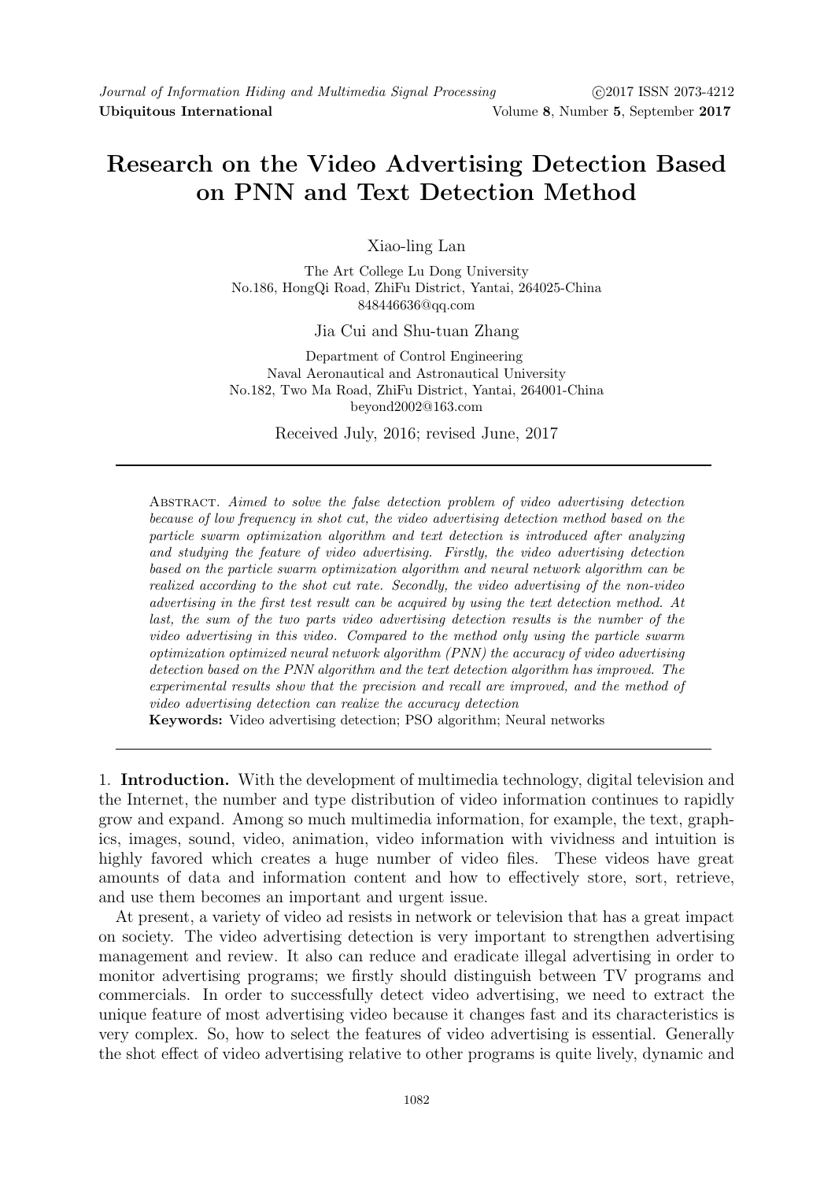# Research on the Video Advertising Detection Based on PNN and Text Detection Method

Xiao-ling Lan

The Art College Lu Dong University
No.186, HongQi Road, ZhiFu District, Yantai, 264025-China
848446636@qq.com

Jia Cui and Shu-tuan Zhang

Department of Control Engineering
Naval Aeronautical and Astronautical University
No.182, Two Ma Road, ZhiFu District, Yantai, 264001-China
beyond2002@163.com

Received July, 2016; revised June, 2017

---

Abstract. *Aimed to solve the false detection problem of video advertising detection because of low frequency in shot cut, the video advertising detection method based on the particle swarm optimization algorithm and text detection is introduced after analyzing and studying the feature of video advertising. Firstly, the video advertising detection based on the particle swarm optimization algorithm and neural network algorithm can be realized according to the shot cut rate. Secondly, the video advertising of the non-video advertising in the first test result can be acquired by using the text detection method. At last, the sum of the two parts video advertising detection results is the number of the video advertising in this video. Compared to the method only using the particle swarm optimization optimized neural network algorithm (PNN) the accuracy of video advertising detection based on the PNN algorithm and the text detection algorithm has improved. The experimental results show that the precision and recall are improved, and the method of video advertising detection can realize the accuracy detection*

**Keywords:** Video advertising detection; PSO algorithm; Neural networks

---

1. **Introduction.** With the development of multimedia technology, digital television and the Internet, the number and type distribution of video information continues to rapidly grow and expand. Among so much multimedia information, for example, the text, graphics, images, sound, video, animation, video information with vividness and intuition is highly favored which creates a huge number of video files. These videos have great amounts of data and information content and how to effectively store, sort, retrieve, and use them becomes an important and urgent issue.

At present, a variety of video ad resists in network or television that has a great impact on society. The video advertising detection is very important to strengthen advertising management and review. It also can reduce and eradicate illegal advertising in order to monitor advertising programs; we firstly should distinguish between TV programs and commercials. In order to successfully detect video advertising, we need to extract the unique feature of most advertising video because it changes fast and its characteristics is very complex. So, how to select the features of video advertising is essential. Generally the shot effect of video advertising relative to other programs is quite lively, dynamic and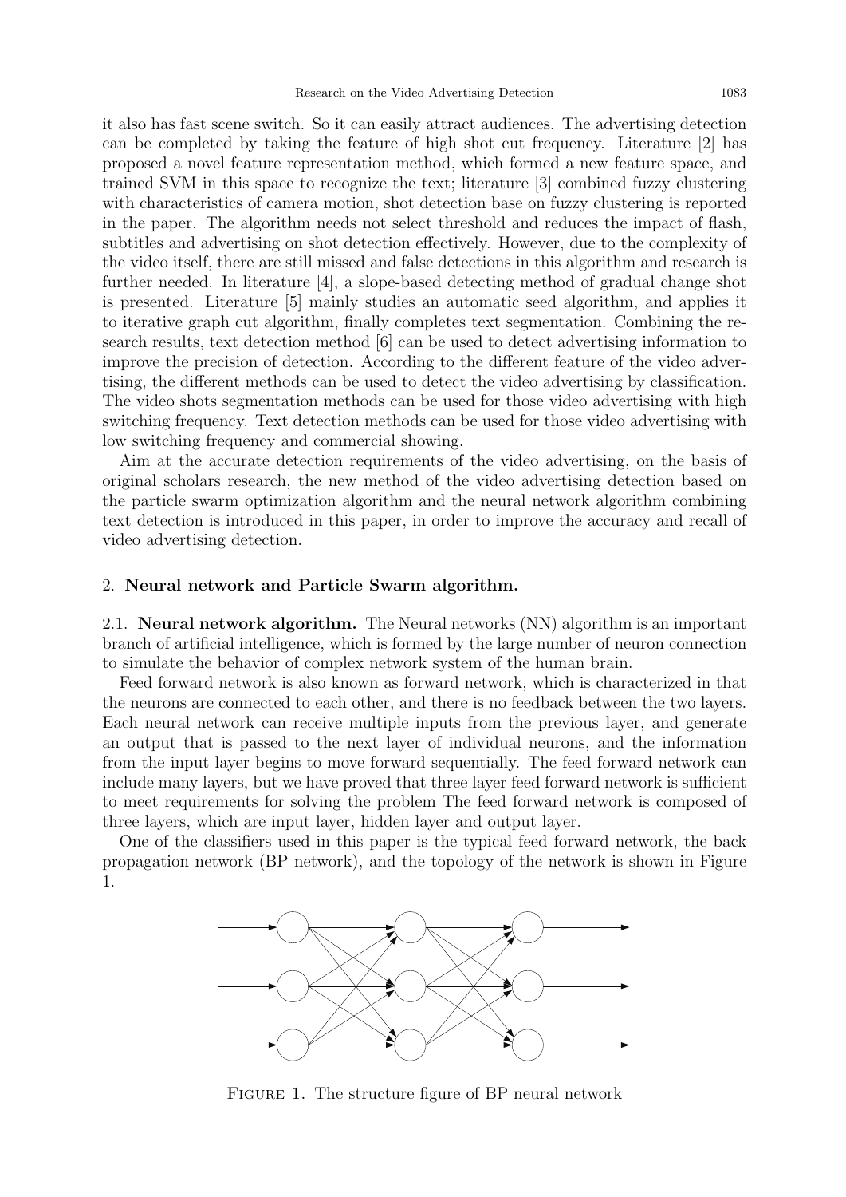it also has fast scene switch. So it can easily attract audiences. The advertising detection can be completed by taking the feature of high shot cut frequency. Literature [2] has proposed a novel feature representation method, which formed a new feature space, and trained SVM in this space to recognize the text; literature [3] combined fuzzy clustering with characteristics of camera motion, shot detection base on fuzzy clustering is reported in the paper. The algorithm needs not select threshold and reduces the impact of flash, subtitles and advertising on shot detection effectively. However, due to the complexity of the video itself, there are still missed and false detections in this algorithm and research is further needed. In literature [4], a slope-based detecting method of gradual change shot is presented. Literature [5] mainly studies an automatic seed algorithm, and applies it to iterative graph cut algorithm, finally completes text segmentation. Combining the research results, text detection method [6] can be used to detect advertising information to improve the precision of detection. According to the different feature of the video advertising, the different methods can be used to detect the video advertising by classification. The video shots segmentation methods can be used for those video advertising with high switching frequency. Text detection methods can be used for those video advertising with low switching frequency and commercial showing.

Aim at the accurate detection requirements of the video advertising, on the basis of original scholars research, the new method of the video advertising detection based on the particle swarm optimization algorithm and the neural network algorithm combining text detection is introduced in this paper, in order to improve the accuracy and recall of video advertising detection.

## 2. Neural network and Particle Swarm algorithm.

**2.1. Neural network algorithm.** The Neural networks (NN) algorithm is an important branch of artificial intelligence, which is formed by the large number of neuron connection to simulate the behavior of complex network system of the human brain.

Feed forward network is also known as forward network, which is characterized in that the neurons are connected to each other, and there is no feedback between the two layers. Each neural network can receive multiple inputs from the previous layer, and generate an output that is passed to the next layer of individual neurons, and the information from the input layer begins to move forward sequentially. The feed forward network can include many layers, but we have proved that three layer feed forward network is sufficient to meet requirements for solving the problem The feed forward network is composed of three layers, which are input layer, hidden layer and output layer.

One of the classifiers used in this paper is the typical feed forward network, the back propagation network (BP network), and the topology of the network is shown in Figure 1.

Figure 1. The structure figure of BP neural network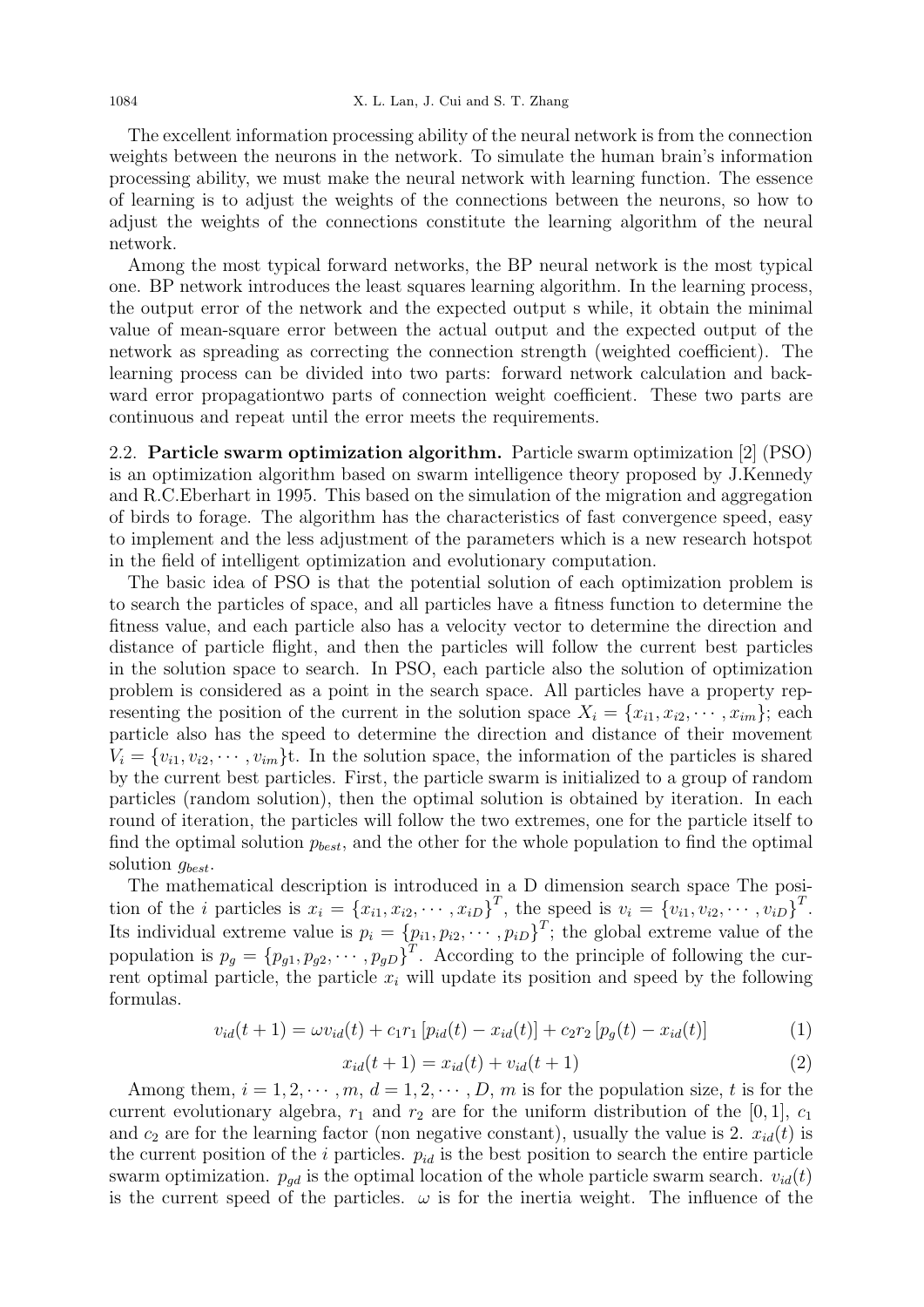The excellent information processing ability of the neural network is from the connection weights between the neurons in the network. To simulate the human brain's information processing ability, we must make the neural network with learning function. The essence of learning is to adjust the weights of the connections between the neurons, so how to adjust the weights of the connections constitute the learning algorithm of the neural network.

Among the most typical forward networks, the BP neural network is the most typical one. BP network introduces the least squares learning algorithm. In the learning process, the output error of the network and the expected output s while, it obtain the minimal value of mean-square error between the actual output and the expected output of the network as spreading as correcting the connection strength (weighted coefficient). The learning process can be divided into two parts: forward network calculation and backward error propagationtwo parts of connection weight coefficient. These two parts are continuous and repeat until the error meets the requirements.

2.2. **Particle swarm optimization algorithm.** Particle swarm optimization [2] (PSO) is an optimization algorithm based on swarm intelligence theory proposed by J.Kennedy and R.C.Eberhart in 1995. This based on the simulation of the migration and aggregation of birds to forage. The algorithm has the characteristics of fast convergence speed, easy to implement and the less adjustment of the parameters which is a new research hotspot in the field of intelligent optimization and evolutionary computation.

The basic idea of PSO is that the potential solution of each optimization problem is to search the particles of space, and all particles have a fitness function to determine the fitness value, and each particle also has a velocity vector to determine the direction and distance of particle flight, and then the particles will follow the current best particles in the solution space to search. In PSO, each particle also the solution of optimization problem is considered as a point in the search space. All particles have a property representing the position of the current in the solution space $X_i = \{x_{i1}, x_{i2}, \cdots, x_{im}\}$; each particle also has the speed to determine the direction and distance of their movement $V_i = \{v_{i1}, v_{i2}, \cdots, v_{im}\}$t. In the solution space, the information of the particles is shared by the current best particles. First, the particle swarm is initialized to a group of random particles (random solution), then the optimal solution is obtained by iteration. In each round of iteration, the particles will follow the two extremes, one for the particle itself to find the optimal solution $p_{best}$, and the other for the whole population to find the optimal solution $g_{best}$.

The mathematical description is introduced in a D dimension search space The position of the $i$ particles is $x_i = \{x_{i1}, x_{i2}, \cdots, x_{iD}\}^T$, the speed is $v_i = \{v_{i1}, v_{i2}, \cdots, v_{iD}\}^T$. Its individual extreme value is $p_i = \{p_{i1}, p_{i2}, \cdots, p_{iD}\}^T$; the global extreme value of the population is $p_g = \{p_{g1}, p_{g2}, \cdots, p_{gD}\}^T$. According to the principle of following the current optimal particle, the particle $x_i$ will update its position and speed by the following formulas.

$$v_{id}(t+1) = \omega v_{id}(t) + c_1 r_1 [p_{id}(t) - x_{id}(t)] + c_2 r_2 [p_g(t) - x_{id}(t)] \tag{1}$$

$$x_{id}(t+1) = x_{id}(t) + v_{id}(t+1) \tag{2}$$

Among them, $i = 1, 2, \cdots, m$, $d = 1, 2, \cdots, D$, $m$ is for the population size, $t$ is for the current evolutionary algebra, $r_1$ and $r_2$ are for the uniform distribution of the $[0, 1]$, $c_1$ and $c_2$ are for the learning factor (non negative constant), usually the value is 2. $x_{id}(t)$ is the current position of the $i$ particles. $p_{id}$ is the best position to search the entire particle swarm optimization. $p_{gd}$ is the optimal location of the whole particle swarm search. $v_{id}(t)$ is the current speed of the particles. $\omega$ is for the inertia weight. The influence of the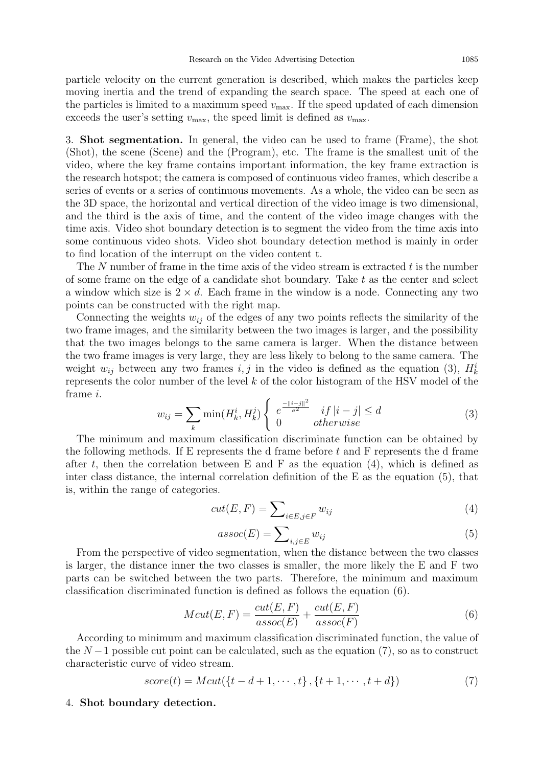particle velocity on the current generation is described, which makes the particles keep moving inertia and the trend of expanding the search space. The speed at each one of the particles is limited to a maximum speed $v_{\max}$. If the speed updated of each dimension exceeds the user's setting $v_{\max}$, the speed limit is defined as $v_{\max}$.

3. **Shot segmentation.** In general, the video can be used to frame (Frame), the shot (Shot), the scene (Scene) and the (Program), etc. The frame is the smallest unit of the video, where the key frame contains important information, the key frame extraction is the research hotspot; the camera is composed of continuous video frames, which describe a series of events or a series of continuous movements. As a whole, the video can be seen as the 3D space, the horizontal and vertical direction of the video image is two dimensional, and the third is the axis of time, and the content of the video image changes with the time axis. Video shot boundary detection is to segment the video from the time axis into some continuous video shots. Video shot boundary detection method is mainly in order to find location of the interrupt on the video content t.

The $N$ number of frame in the time axis of the video stream is extracted $t$ is the number of some frame on the edge of a candidate shot boundary. Take $t$ as the center and select a window which size is $2 \times d$. Each frame in the window is a node. Connecting any two points can be constructed with the right map.

Connecting the weights $w_{ij}$ of the edges of any two points reflects the similarity of the two frame images, and the similarity between the two images is larger, and the possibility that the two images belongs to the same camera is larger. When the distance between the two frame images is very large, they are less likely to belong to the same camera. The weight $w_{ij}$ between any two frames $i, j$ in the video is defined as the equation (3), $H_k^i$ represents the color number of the level $k$ of the color histogram of the HSV model of the frame $i$.

$$w_{ij} = \sum_k \min(H_k^i, H_k^j) \begin{cases} e^{\frac{-\|i-j\|^2}{\sigma^2}} & if\ |i-j| \leq d \\ 0 & otherwise \end{cases} \tag{3}$$

The minimum and maximum classification discriminate function can be obtained by the following methods. If E represents the d frame before $t$ and F represents the d frame after $t$, then the correlation between E and F as the equation (4), which is defined as inter class distance, the internal correlation definition of the E as the equation (5), that is, within the range of categories.

$$cut(E,F) = \sum\nolimits_{i \in E, j \in F} w_{ij} \tag{4}$$

$$assoc(E) = \sum\nolimits_{i,j \in E} w_{ij} \tag{5}$$

From the perspective of video segmentation, when the distance between the two classes is larger, the distance inner the two classes is smaller, the more likely the E and F two parts can be switched between the two parts. Therefore, the minimum and maximum classification discriminated function is defined as follows the equation (6).

$$Mcut(E,F) = \frac{cut(E,F)}{assoc(E)} + \frac{cut(E,F)}{assoc(F)} \tag{6}$$

According to minimum and maximum classification discriminated function, the value of the $N-1$ possible cut point can be calculated, such as the equation (7), so as to construct characteristic curve of video stream.

$$score(t) = Mcut(\{t-d+1, \cdots, t\}, \{t+1, \cdots, t+d\}) \tag{7}$$

4. **Shot boundary detection.**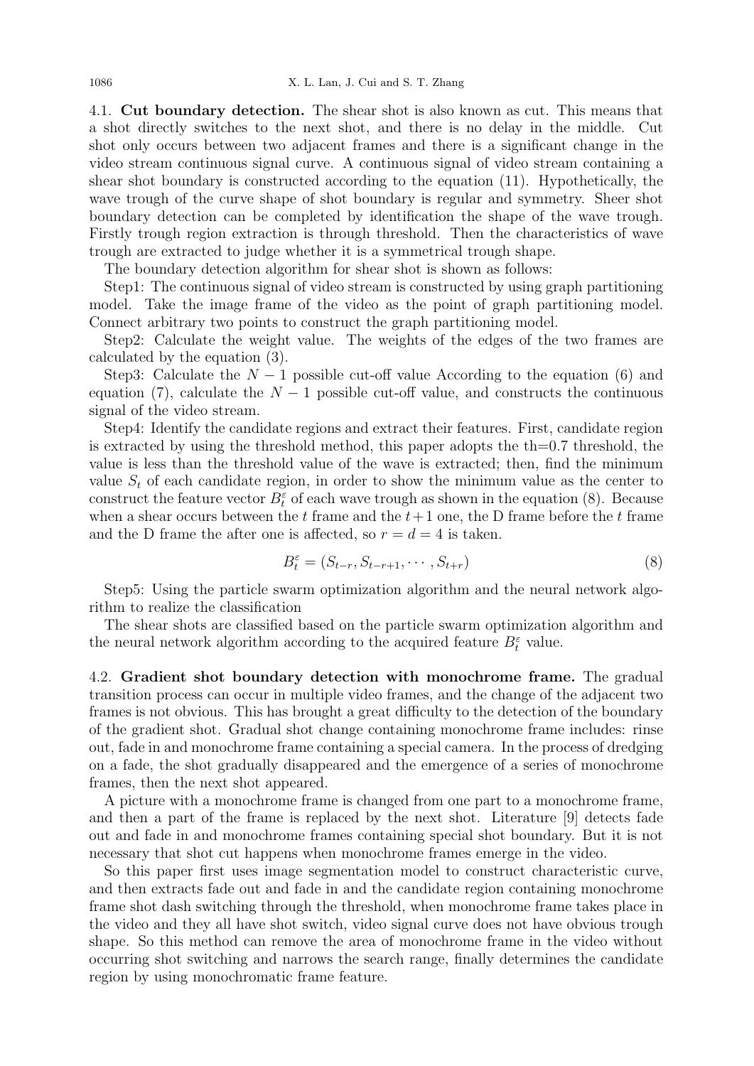**4.1. Cut boundary detection.** The shear shot is also known as cut. This means that a shot directly switches to the next shot, and there is no delay in the middle. Cut shot only occurs between two adjacent frames and there is a significant change in the video stream continuous signal curve. A continuous signal of video stream containing a shear shot boundary is constructed according to the equation (11). Hypothetically, the wave trough of the curve shape of shot boundary is regular and symmetry. Sheer shot boundary detection can be completed by identification the shape of the wave trough. Firstly trough region extraction is through threshold. Then the characteristics of wave trough are extracted to judge whether it is a symmetrical trough shape.

The boundary detection algorithm for shear shot is shown as follows:

Step1: The continuous signal of video stream is constructed by using graph partitioning model. Take the image frame of the video as the point of graph partitioning model. Connect arbitrary two points to construct the graph partitioning model.

Step2: Calculate the weight value. The weights of the edges of the two frames are calculated by the equation (3).

Step3: Calculate the $N-1$ possible cut-off value According to the equation (6) and equation (7), calculate the $N-1$ possible cut-off value, and constructs the continuous signal of the video stream.

Step4: Identify the candidate regions and extract their features. First, candidate region is extracted by using the threshold method, this paper adopts the th=0.7 threshold, the value is less than the threshold value of the wave is extracted; then, find the minimum value $S_t$ of each candidate region, in order to show the minimum value as the center to construct the feature vector $B_t^{\varepsilon}$ of each wave trough as shown in the equation (8). Because when a shear occurs between the $t$ frame and the $t+1$ one, the D frame before the $t$ frame and the D frame the after one is affected, so $r = d = 4$ is taken.

$$B_t^{\varepsilon} = (S_{t-r}, S_{t-r+1}, \cdots, S_{t+r}) \tag{8}$$

Step5: Using the particle swarm optimization algorithm and the neural network algorithm to realize the classification

The shear shots are classified based on the particle swarm optimization algorithm and the neural network algorithm according to the acquired feature $B_t^{\varepsilon}$ value.

**4.2. Gradient shot boundary detection with monochrome frame.** The gradual transition process can occur in multiple video frames, and the change of the adjacent two frames is not obvious. This has brought a great difficulty to the detection of the boundary of the gradient shot. Gradual shot change containing monochrome frame includes: rinse out, fade in and monochrome frame containing a special camera. In the process of dredging on a fade, the shot gradually disappeared and the emergence of a series of monochrome frames, then the next shot appeared.

A picture with a monochrome frame is changed from one part to a monochrome frame, and then a part of the frame is replaced by the next shot. Literature [9] detects fade out and fade in and monochrome frames containing special shot boundary. But it is not necessary that shot cut happens when monochrome frames emerge in the video.

So this paper first uses image segmentation model to construct characteristic curve, and then extracts fade out and fade in and the candidate region containing monochrome frame shot dash switching through the threshold, when monochrome frame takes place in the video and they all have shot switch, video signal curve does not have obvious trough shape. So this method can remove the area of monochrome frame in the video without occurring shot switching and narrows the search range, finally determines the candidate region by using monochromatic frame feature.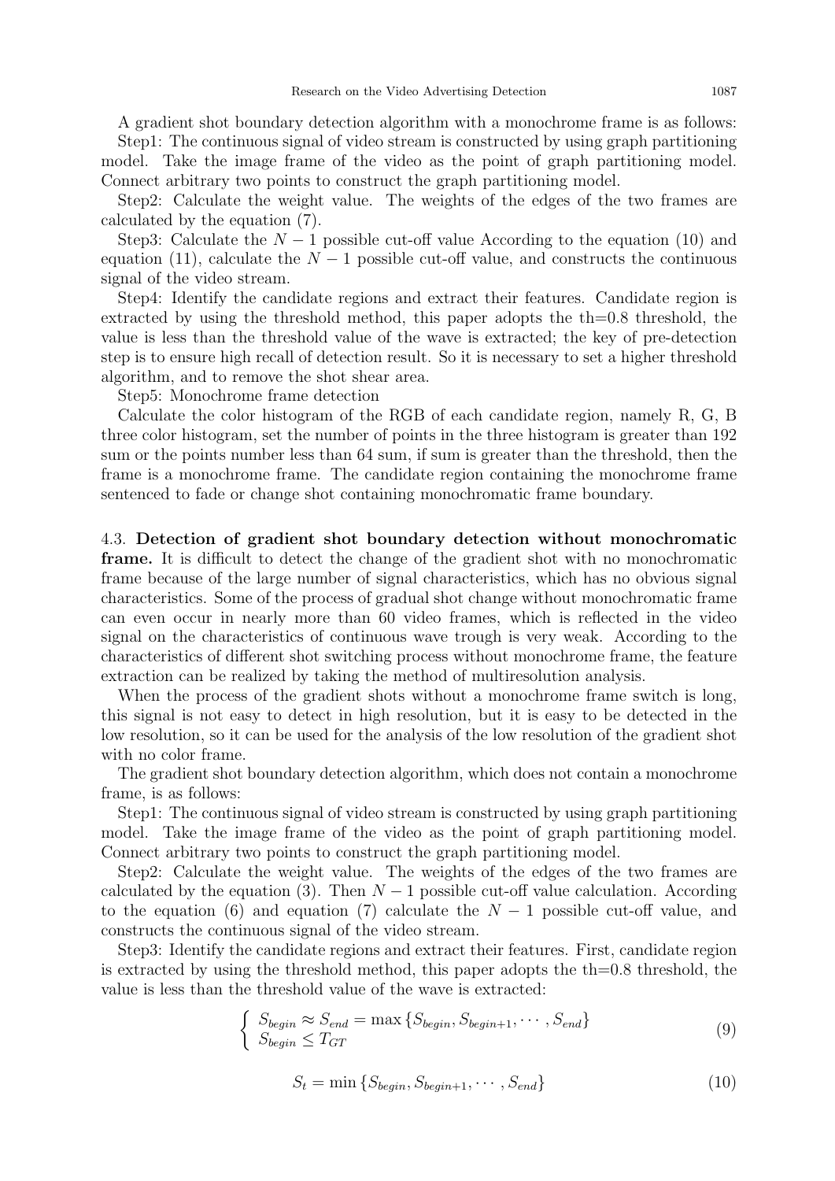A gradient shot boundary detection algorithm with a monochrome frame is as follows:

Step1: The continuous signal of video stream is constructed by using graph partitioning model. Take the image frame of the video as the point of graph partitioning model. Connect arbitrary two points to construct the graph partitioning model.

Step2: Calculate the weight value. The weights of the edges of the two frames are calculated by the equation (7).

Step3: Calculate the $N-1$ possible cut-off value According to the equation (10) and equation (11), calculate the $N-1$ possible cut-off value, and constructs the continuous signal of the video stream.

Step4: Identify the candidate regions and extract their features. Candidate region is extracted by using the threshold method, this paper adopts the th=0.8 threshold, the value is less than the threshold value of the wave is extracted; the key of pre-detection step is to ensure high recall of detection result. So it is necessary to set a higher threshold algorithm, and to remove the shot shear area.

Step5: Monochrome frame detection

Calculate the color histogram of the RGB of each candidate region, namely R, G, B three color histogram, set the number of points in the three histogram is greater than 192 sum or the points number less than 64 sum, if sum is greater than the threshold, then the frame is a monochrome frame. The candidate region containing the monochrome frame sentenced to fade or change shot containing monochromatic frame boundary.

4.3. **Detection of gradient shot boundary detection without monochromatic frame.** It is difficult to detect the change of the gradient shot with no monochromatic frame because of the large number of signal characteristics, which has no obvious signal characteristics. Some of the process of gradual shot change without monochromatic frame can even occur in nearly more than 60 video frames, which is reflected in the video signal on the characteristics of continuous wave trough is very weak. According to the characteristics of different shot switching process without monochrome frame, the feature extraction can be realized by taking the method of multiresolution analysis.

When the process of the gradient shots without a monochrome frame switch is long, this signal is not easy to detect in high resolution, but it is easy to be detected in the low resolution, so it can be used for the analysis of the low resolution of the gradient shot with no color frame.

The gradient shot boundary detection algorithm, which does not contain a monochrome frame, is as follows:

Step1: The continuous signal of video stream is constructed by using graph partitioning model. Take the image frame of the video as the point of graph partitioning model. Connect arbitrary two points to construct the graph partitioning model.

Step2: Calculate the weight value. The weights of the edges of the two frames are calculated by the equation (3). Then $N-1$ possible cut-off value calculation. According to the equation (6) and equation (7) calculate the $N-1$ possible cut-off value, and constructs the continuous signal of the video stream.

Step3: Identify the candidate regions and extract their features. First, candidate region is extracted by using the threshold method, this paper adopts the th=0.8 threshold, the value is less than the threshold value of the wave is extracted:

$$\begin{cases} S_{begin} \approx S_{end} = \max\{S_{begin}, S_{begin+1}, \cdots, S_{end}\} \\ S_{begin} \leq T_{GT} \end{cases} \tag{9}$$

$$S_t = \min\{S_{begin}, S_{begin+1}, \cdots, S_{end}\} \tag{10}$$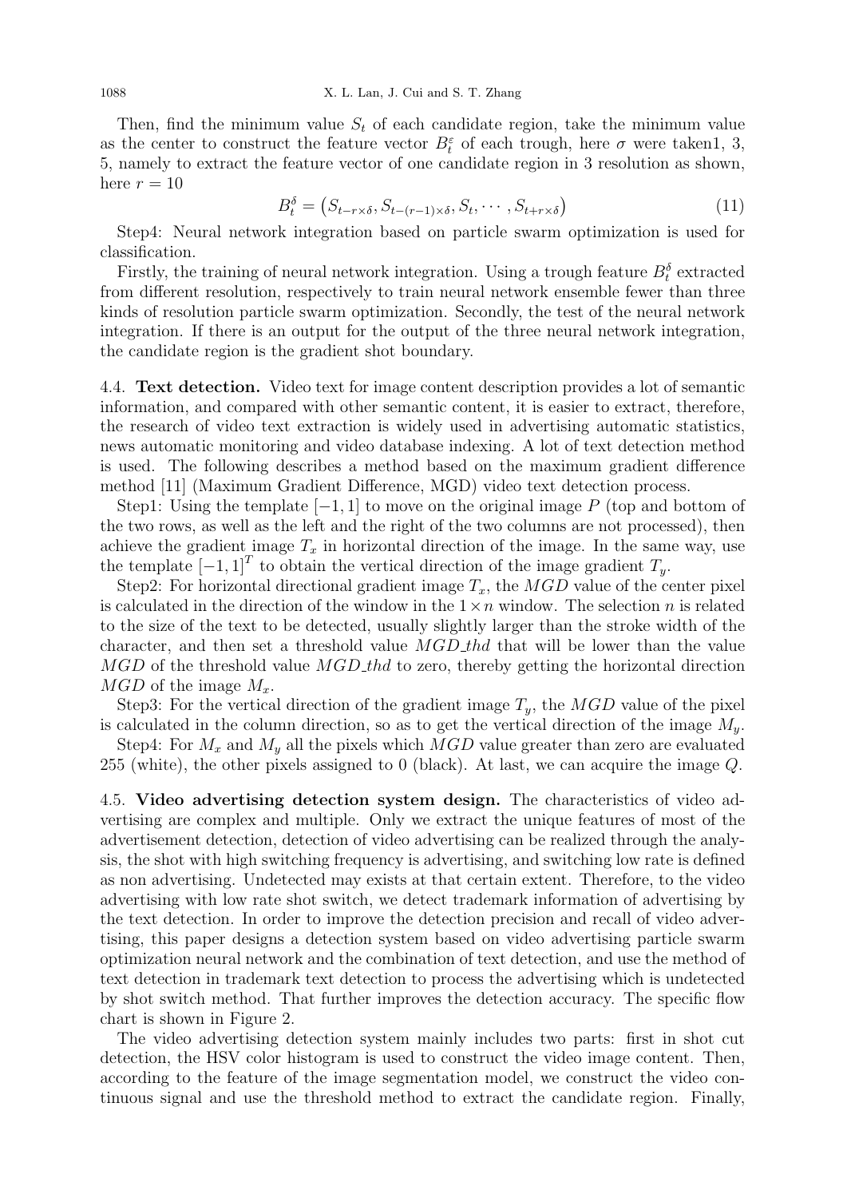Then, find the minimum value $S_t$ of each candidate region, take the minimum value as the center to construct the feature vector $B_t^{\varepsilon}$ of each trough, here $\sigma$ were taken1, 3, 5, namely to extract the feature vector of one candidate region in 3 resolution as shown, here $r = 10$

$$B_t^{\delta} = \left(S_{t-r\times\delta}, S_{t-(r-1)\times\delta}, S_t, \cdots, S_{t+r\times\delta}\right) \tag{11}$$

Step4: Neural network integration based on particle swarm optimization is used for classification.

Firstly, the training of neural network integration. Using a trough feature $B_t^{\delta}$ extracted from different resolution, respectively to train neural network ensemble fewer than three kinds of resolution particle swarm optimization. Secondly, the test of the neural network integration. If there is an output for the output of the three neural network integration, the candidate region is the gradient shot boundary.

### 4.4. Text detection.

Video text for image content description provides a lot of semantic information, and compared with other semantic content, it is easier to extract, therefore, the research of video text extraction is widely used in advertising automatic statistics, news automatic monitoring and video database indexing. A lot of text detection method is used. The following describes a method based on the maximum gradient difference method [11] (Maximum Gradient Difference, MGD) video text detection process.

Step1: Using the template $[-1, 1]$ to move on the original image $P$ (top and bottom of the two rows, as well as the left and the right of the two columns are not processed), then achieve the gradient image $T_x$ in horizontal direction of the image. In the same way, use the template $[-1, 1]^T$ to obtain the vertical direction of the image gradient $T_y$.

Step2: For horizontal directional gradient image $T_x$, the $MGD$ value of the center pixel is calculated in the direction of the window in the $1 \times n$ window. The selection $n$ is related to the size of the text to be detected, usually slightly larger than the stroke width of the character, and then set a threshold value $MGD\_thd$ that will be lower than the value $MGD$ of the threshold value $MGD\_thd$ to zero, thereby getting the horizontal direction $MGD$ of the image $M_x$.

Step3: For the vertical direction of the gradient image $T_y$, the $MGD$ value of the pixel is calculated in the column direction, so as to get the vertical direction of the image $M_y$.

Step4: For $M_x$ and $M_y$ all the pixels which $MGD$ value greater than zero are evaluated 255 (white), the other pixels assigned to 0 (black). At last, we can acquire the image $Q$.

### 4.5. Video advertising detection system design.

The characteristics of video advertising are complex and multiple. Only we extract the unique features of most of the advertisement detection, detection of video advertising can be realized through the analysis, the shot with high switching frequency is advertising, and switching low rate is defined as non advertising. Undetected may exists at that certain extent. Therefore, to the video advertising with low rate shot switch, we detect trademark information of advertising by the text detection. In order to improve the detection precision and recall of video advertising, this paper designs a detection system based on video advertising particle swarm optimization neural network and the combination of text detection, and use the method of text detection in trademark text detection to process the advertising which is undetected by shot switch method. That further improves the detection accuracy. The specific flow chart is shown in Figure 2.

The video advertising detection system mainly includes two parts: first in shot cut detection, the HSV color histogram is used to construct the video image content. Then, according to the feature of the image segmentation model, we construct the video continuous signal and use the threshold method to extract the candidate region. Finally,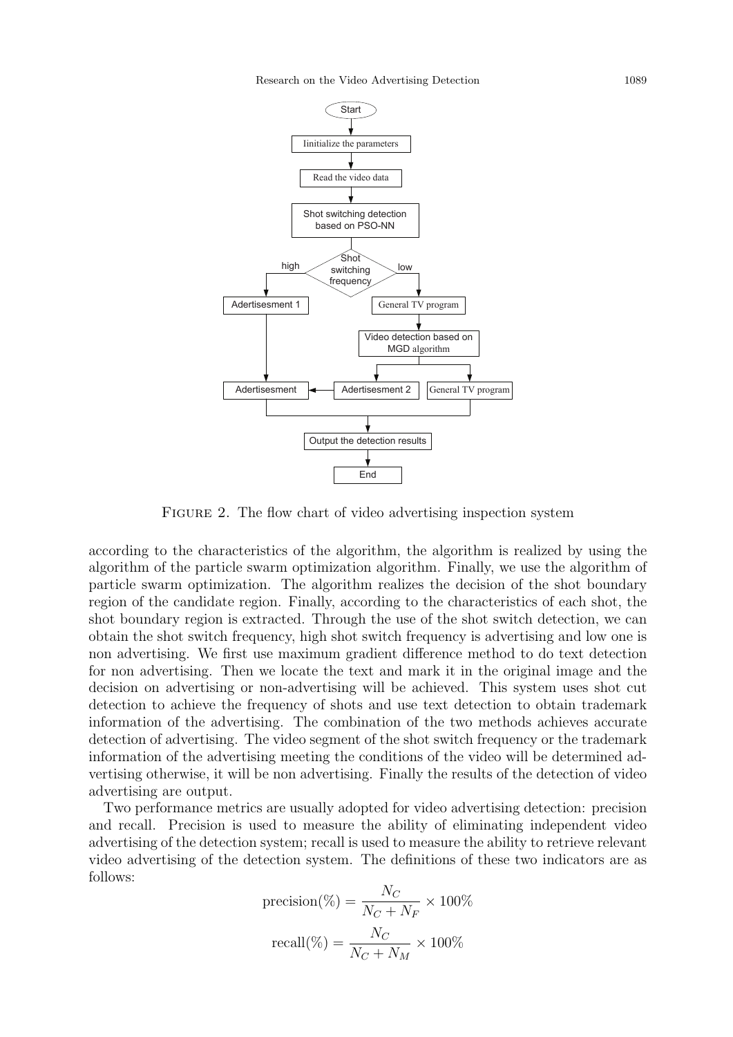FIGURE 2. The flow chart of video advertising inspection system

according to the characteristics of the algorithm, the algorithm is realized by using the algorithm of the particle swarm optimization algorithm. Finally, we use the algorithm of particle swarm optimization. The algorithm realizes the decision of the shot boundary region of the candidate region. Finally, according to the characteristics of each shot, the shot boundary region is extracted. Through the use of the shot switch detection, we can obtain the shot switch frequency, high shot switch frequency is advertising and low one is non advertising. We first use maximum gradient difference method to do text detection for non advertising. Then we locate the text and mark it in the original image and the decision on advertising or non-advertising will be achieved. This system uses shot cut detection to achieve the frequency of shots and use text detection to obtain trademark information of the advertising. The combination of the two methods achieves accurate detection of advertising. The video segment of the shot switch frequency or the trademark information of the advertising meeting the conditions of the video will be determined advertising otherwise, it will be non advertising. Finally the results of the detection of video advertising are output.

Two performance metrics are usually adopted for video advertising detection: precision and recall. Precision is used to measure the ability of eliminating independent video advertising of the detection system; recall is used to measure the ability to retrieve relevant video advertising of the detection system. The definitions of these two indicators are as follows:

$$\text{precision}(\%) = \frac{N_C}{N_C + N_F} \times 100\%$$

$$\text{recall}(\%) = \frac{N_C}{N_C + N_M} \times 100\%$$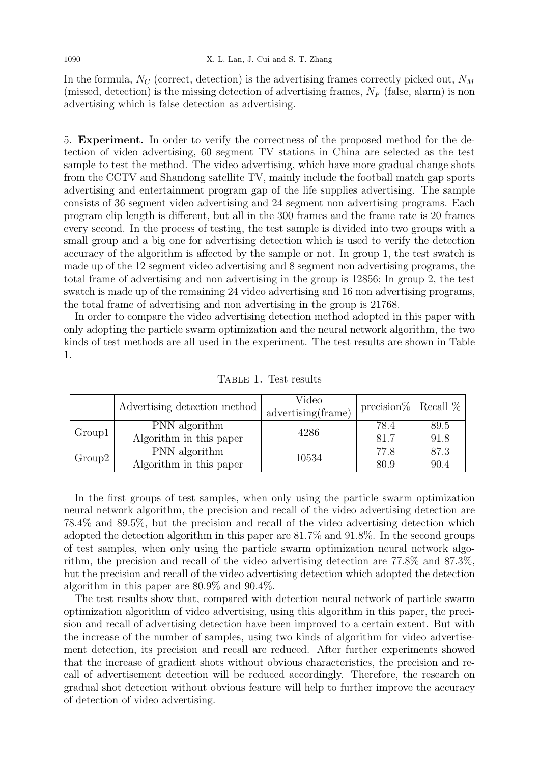In the formula, $N_C$ (correct, detection) is the advertising frames correctly picked out, $N_M$ (missed, detection) is the missing detection of advertising frames, $N_F$ (false, alarm) is non advertising which is false detection as advertising.

5. **Experiment.** In order to verify the correctness of the proposed method for the detection of video advertising, 60 segment TV stations in China are selected as the test sample to test the method. The video advertising, which have more gradual change shots from the CCTV and Shandong satellite TV, mainly include the football match gap sports advertising and entertainment program gap of the life supplies advertising. The sample consists of 36 segment video advertising and 24 segment non advertising programs. Each program clip length is different, but all in the 300 frames and the frame rate is 20 frames every second. In the process of testing, the test sample is divided into two groups with a small group and a big one for advertising detection which is used to verify the detection accuracy of the algorithm is affected by the sample or not. In group 1, the test swatch is made up of the 12 segment video advertising and 8 segment non advertising programs, the total frame of advertising and non advertising in the group is 12856; In group 2, the test swatch is made up of the remaining 24 video advertising and 16 non advertising programs, the total frame of advertising and non advertising in the group is 21768.

In order to compare the video advertising detection method adopted in this paper with only adopting the particle swarm optimization and the neural network algorithm, the two kinds of test methods are all used in the experiment. The test results are shown in Table 1.

Table 1. Test results

| | Advertising detection method | Video advertising(frame) | precision% | Recall % |
|---|---|---|---|---|
| Group1 | PNN algorithm | 4286 | 78.4 | 89.5 |
| | Algorithm in this paper | | 81.7 | 91.8 |
| Group2 | PNN algorithm | 10534 | 77.8 | 87.3 |
| | Algorithm in this paper | | 80.9 | 90.4 |

In the first groups of test samples, when only using the particle swarm optimization neural network algorithm, the precision and recall of the video advertising detection are 78.4% and 89.5%, but the precision and recall of the video advertising detection which adopted the detection algorithm in this paper are 81.7% and 91.8%. In the second groups of test samples, when only using the particle swarm optimization neural network algorithm, the precision and recall of the video advertising detection are 77.8% and 87.3%, but the precision and recall of the video advertising detection which adopted the detection algorithm in this paper are 80.9% and 90.4%.

The test results show that, compared with detection neural network of particle swarm optimization algorithm of video advertising, using this algorithm in this paper, the precision and recall of advertising detection have been improved to a certain extent. But with the increase of the number of samples, using two kinds of algorithm for video advertisement detection, its precision and recall are reduced. After further experiments showed that the increase of gradient shots without obvious characteristics, the precision and recall of advertisement detection will be reduced accordingly. Therefore, the research on gradual shot detection without obvious feature will help to further improve the accuracy of detection of video advertising.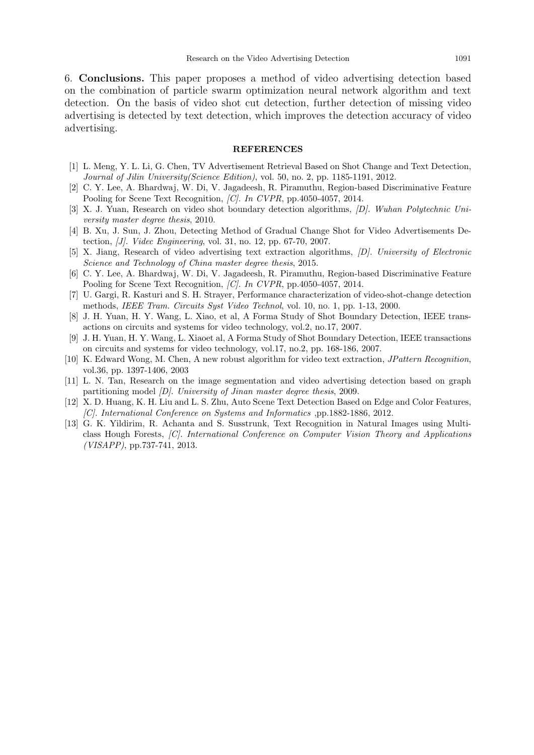6. **Conclusions.** This paper proposes a method of video advertising detection based on the combination of particle swarm optimization neural network algorithm and text detection. On the basis of video shot cut detection, further detection of missing video advertising is detected by text detection, which improves the detection accuracy of video advertising.

## REFERENCES

[1] L. Meng, Y. L. Li, G. Chen, TV Advertisement Retrieval Based on Shot Change and Text Detection, *Journal of Jilin University(Science Edition)*, vol. 50, no. 2, pp. 1185-1191, 2012.

[2] C. Y. Lee, A. Bhardwaj, W. Di, V. Jagadeesh, R. Piramuthu, Region-based Discriminative Feature Pooling for Scene Text Recognition, *[C]. In CVPR*, pp.4050-4057, 2014.

[3] X. J. Yuan, Research on video shot boundary detection algorithms, *[D]. Wuhan Polytechnic University master degree thesis*, 2010.

[4] B. Xu, J. Sun, J. Zhou, Detecting Method of Gradual Change Shot for Video Advertisements Detection, *[J]. Videc Engineering*, vol. 31, no. 12, pp. 67-70, 2007.

[5] X. Jiang, Research of video advertising text extraction algorithms, *[D]. University of Electronic Science and Technology of China master degree thesis*, 2015.

[6] C. Y. Lee, A. Bhardwaj, W. Di, V. Jagadeesh, R. Piramuthu, Region-based Discriminative Feature Pooling for Scene Text Recognition, *[C]. In CVPR*, pp.4050-4057, 2014.

[7] U. Gargi, R. Kasturi and S. H. Strayer, Performance characterization of video-shot-change detection methods, *IEEE Tram. Circuits Syst Video Technol*, vol. 10, no. 1, pp. 1-13, 2000.

[8] J. H. Yuan, H. Y. Wang, L. Xiao, et al, A Forma Study of Shot Boundary Detection, IEEE transactions on circuits and systems for video technology, vol.2, no.17, 2007.

[9] J. H. Yuan, H. Y. Wang, L. Xiaoet al, A Forma Study of Shot Boundary Detection, IEEE transactions on circuits and systems for video technology, vol.17, no.2, pp. 168-186, 2007.

[10] K. Edward Wong, M. Chen, A new robust algorithm for video text extraction, *JPattern Recognition*, vol.36, pp. 1397-1406, 2003

[11] L. N. Tan, Research on the image segmentation and video advertising detection based on graph partitioning model *[D]. University of Jinan master degree thesis*, 2009.

[12] X. D. Huang, K. H. Liu and L. S. Zhu, Auto Scene Text Detection Based on Edge and Color Features, *[C]. International Conference on Systems and Informatics* ,pp.1882-1886, 2012.

[13] G. K. Yildirim, R. Achanta and S. Susstrunk, Text Recognition in Natural Images using Multiclass Hough Forests, *[C]. International Conference on Computer Vision Theory and Applications (VISAPP)*, pp.737-741, 2013.